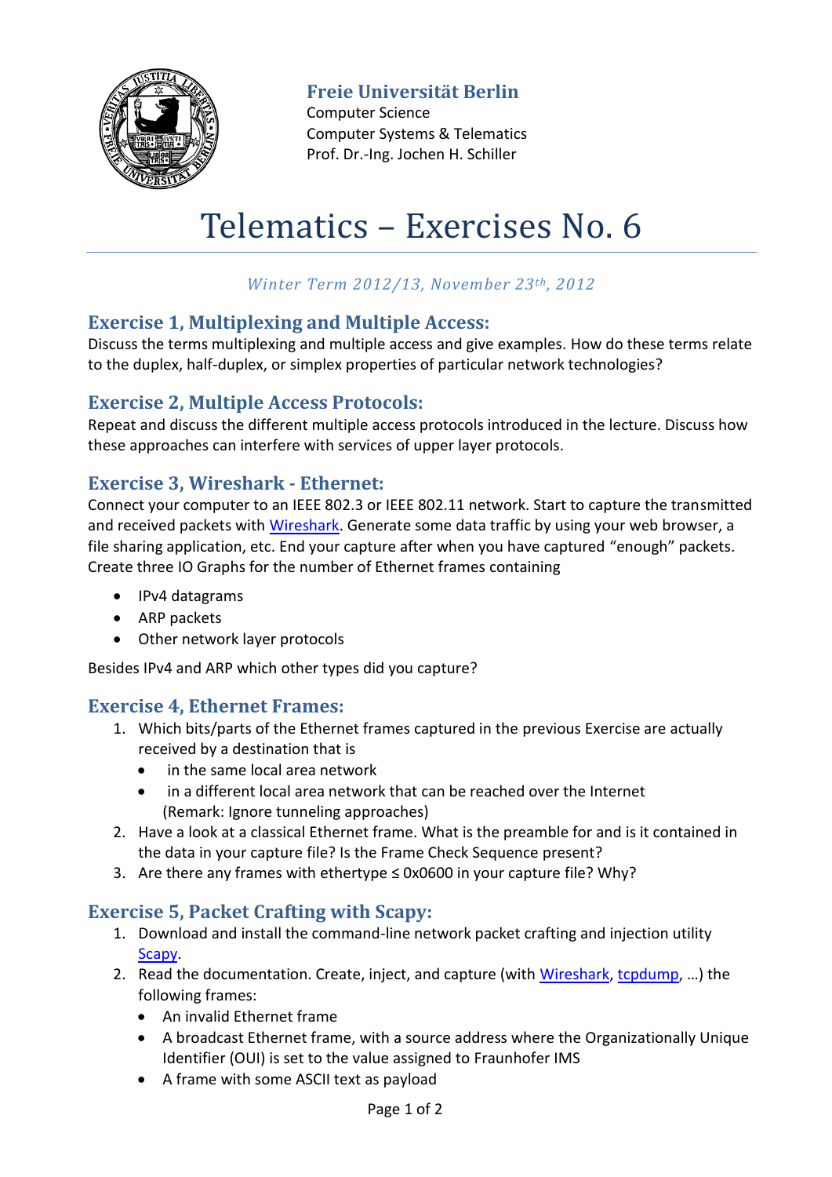**Freie Universität Berlin**
Computer Science
Computer Systems & Telematics
Prof. Dr.-Ing. Jochen H. Schiller

# Telematics – Exercises No. 6

*Winter Term 2012/13, November 23th, 2012*

## Exercise 1, Multiplexing and Multiple Access:

Discuss the terms multiplexing and multiple access and give examples. How do these terms relate to the duplex, half-duplex, or simplex properties of particular network technologies?

## Exercise 2, Multiple Access Protocols:

Repeat and discuss the different multiple access protocols introduced in the lecture. Discuss how these approaches can interfere with services of upper layer protocols.

## Exercise 3, Wireshark - Ethernet:

Connect your computer to an IEEE 802.3 or IEEE 802.11 network. Start to capture the transmitted and received packets with Wireshark. Generate some data traffic by using your web browser, a file sharing application, etc. End your capture after when you have captured "enough" packets. Create three IO Graphs for the number of Ethernet frames containing

- IPv4 datagrams
- ARP packets
- Other network layer protocols

Besides IPv4 and ARP which other types did you capture?

## Exercise 4, Ethernet Frames:

1. Which bits/parts of the Ethernet frames captured in the previous Exercise are actually received by a destination that is
   - in the same local area network
   - in a different local area network that can be reached over the Internet (Remark: Ignore tunneling approaches)
2. Have a look at a classical Ethernet frame. What is the preamble for and is it contained in the data in your capture file? Is the Frame Check Sequence present?
3. Are there any frames with ethertype ≤ 0x0600 in your capture file? Why?

## Exercise 5, Packet Crafting with Scapy:

1. Download and install the command-line network packet crafting and injection utility Scapy.
2. Read the documentation. Create, inject, and capture (with Wireshark, tcpdump, …) the following frames:
   - An invalid Ethernet frame
   - A broadcast Ethernet frame, with a source address where the Organizationally Unique Identifier (OUI) is set to the value assigned to Fraunhofer IMS
   - A frame with some ASCII text as payload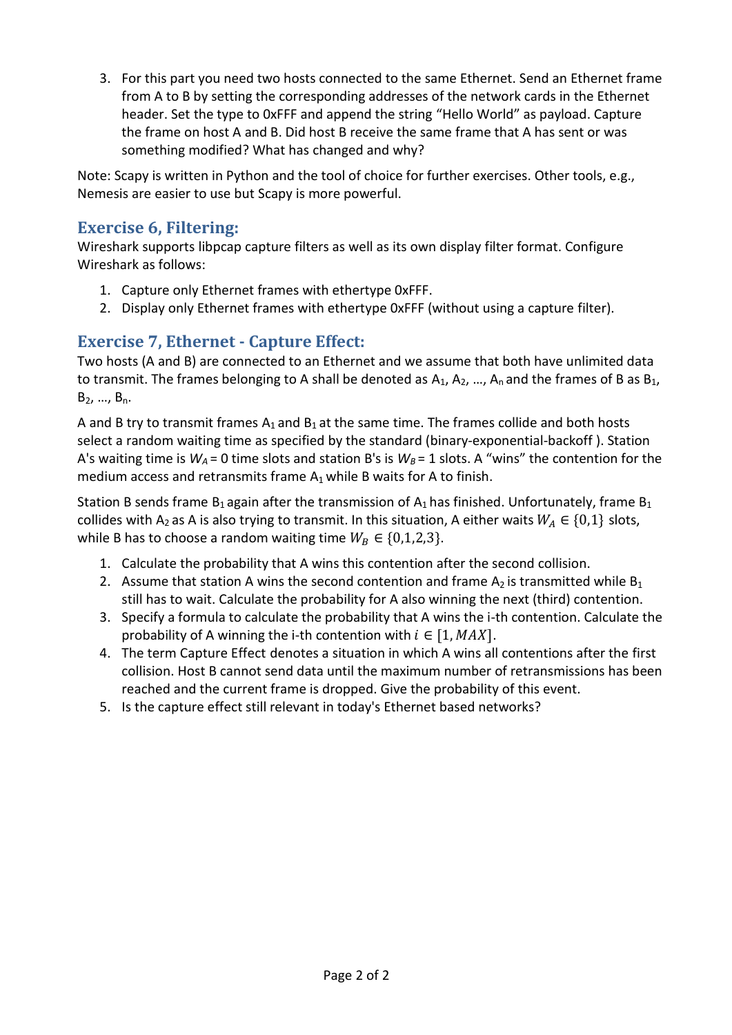3. For this part you need two hosts connected to the same Ethernet. Send an Ethernet frame from A to B by setting the corresponding addresses of the network cards in the Ethernet header. Set the type to 0xFFF and append the string “Hello World” as payload. Capture the frame on host A and B. Did host B receive the same frame that A has sent or was something modified? What has changed and why?

Note: Scapy is written in Python and the tool of choice for further exercises. Other tools, e.g., Nemesis are easier to use but Scapy is more powerful.

## Exercise 6, Filtering:

Wireshark supports libpcap capture filters as well as its own display filter format. Configure Wireshark as follows:

1. Capture only Ethernet frames with ethertype 0xFFF.
2. Display only Ethernet frames with ethertype 0xFFF (without using a capture filter).

## Exercise 7, Ethernet - Capture Effect:

Two hosts (A and B) are connected to an Ethernet and we assume that both have unlimited data to transmit. The frames belonging to A shall be denoted as $A_1$, $A_2$, …, $A_n$ and the frames of B as $B_1$, $B_2$, …, $B_n$.

A and B try to transmit frames $A_1$ and $B_1$ at the same time. The frames collide and both hosts select a random waiting time as specified by the standard (binary-exponential-backoff ). Station A's waiting time is $W_A = 0$ time slots and station B's is $W_B = 1$ slots. A “wins” the contention for the medium access and retransmits frame $A_1$ while B waits for A to finish.

Station B sends frame $B_1$ again after the transmission of $A_1$ has finished. Unfortunately, frame $B_1$ collides with $A_2$ as A is also trying to transmit. In this situation, A either waits $W_A \in \{0,1\}$ slots, while B has to choose a random waiting time $W_B \in \{0,1,2,3\}$.

1. Calculate the probability that A wins this contention after the second collision.
2. Assume that station A wins the second contention and frame $A_2$ is transmitted while $B_1$ still has to wait. Calculate the probability for A also winning the next (third) contention.
3. Specify a formula to calculate the probability that A wins the i-th contention. Calculate the probability of A winning the i-th contention with $i \in [1, MAX]$.
4. The term Capture Effect denotes a situation in which A wins all contentions after the first collision. Host B cannot send data until the maximum number of retransmissions has been reached and the current frame is dropped. Give the probability of this event.
5. Is the capture effect still relevant in today's Ethernet based networks?